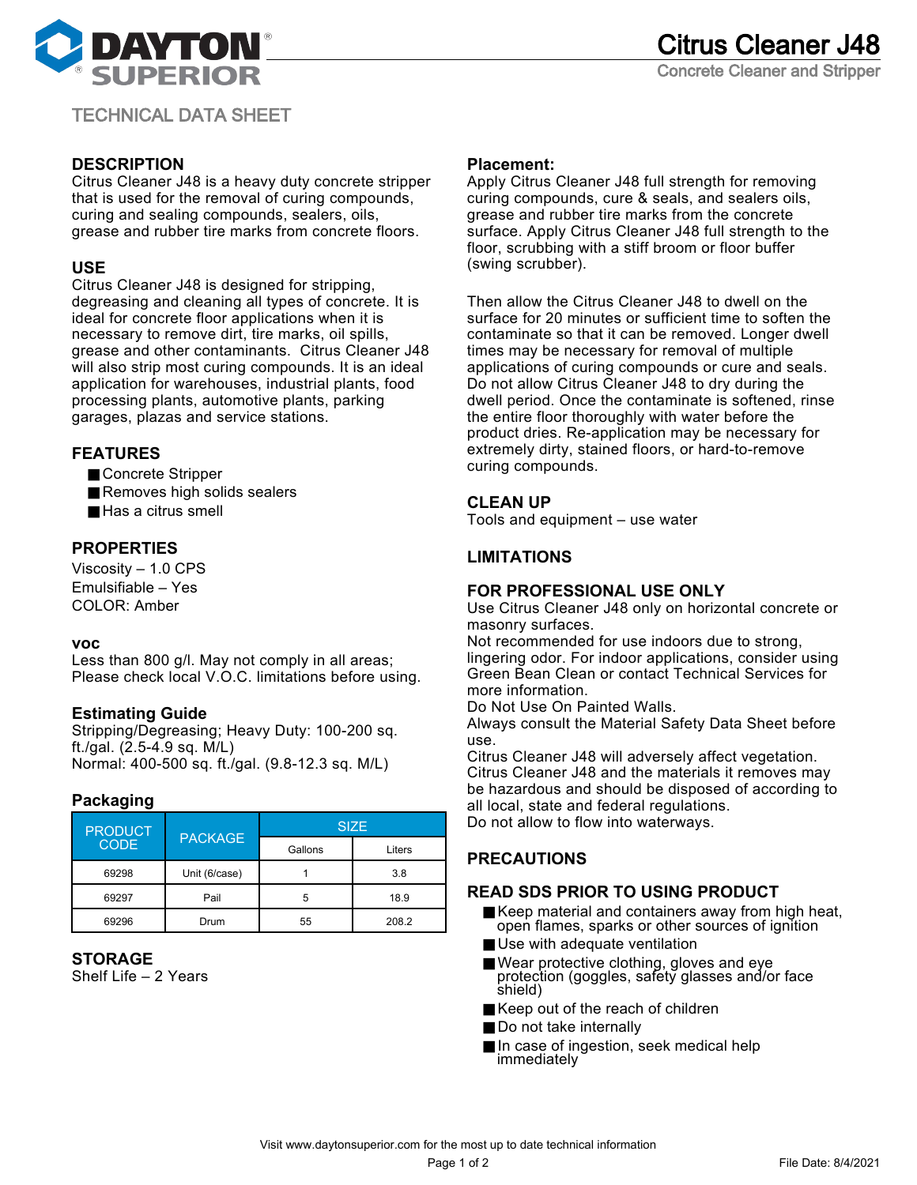# Citrus Cleaner J48

Concrete Cleaner and Stripper

TECHNICAL DATA SHEET

## DESCRIPTION

Citrus Cleaner J48 is a heavy duty concrete stripper that is used for the removal of curing compounds, curing and sealing compounds, sealers, oils, grease and rubber tire marks from concrete floors.

## USE

Citrus Cleaner J48 is designed for stripping, degreasing and cleaning all types of concrete. It is ideal for concrete floor applications when it is necessary to remove dirt, tire marks, oil spills, grease and other contaminants. Citrus Cleaner J48 will also strip most curing compounds. It is an ideal application for warehouses, industrial plants, food processing plants, automotive plants, parking garages, plazas and service stations.

## FEATURES

- Concrete Stripper
- Removes high solids sealers
- Has a citrus smell

## PROPERTIES

Viscosity – 1.0 CPS
Emulsifiable – Yes
COLOR: Amber

### voc

Less than 800 g/l. May not comply in all areas; Please check local V.O.C. limitations before using.

## Estimating Guide

Stripping/Degreasing; Heavy Duty: 100-200 sq. ft./gal. (2.5-4.9 sq. M/L)
Normal: 400-500 sq. ft./gal. (9.8-12.3 sq. M/L)

## Packaging

| PRODUCT CODE | PACKAGE | SIZE | |
|---|---|---|---|
| | | Gallons | Liters |
| 69298 | Unit (6/case) | 1 | 3.8 |
| 69297 | Pail | 5 | 18.9 |
| 69296 | Drum | 55 | 208.2 |

## STORAGE

Shelf Life – 2 Years

## Placement:

Apply Citrus Cleaner J48 full strength for removing curing compounds, cure & seals, and sealers oils, grease and rubber tire marks from the concrete surface. Apply Citrus Cleaner J48 full strength to the floor, scrubbing with a stiff broom or floor buffer (swing scrubber).

Then allow the Citrus Cleaner J48 to dwell on the surface for 20 minutes or sufficient time to soften the contaminate so that it can be removed. Longer dwell times may be necessary for removal of multiple applications of curing compounds or cure and seals. Do not allow Citrus Cleaner J48 to dry during the dwell period. Once the contaminate is softened, rinse the entire floor thoroughly with water before the product dries. Re-application may be necessary for extremely dirty, stained floors, or hard-to-remove curing compounds.

## CLEAN UP

Tools and equipment – use water

## LIMITATIONS

## FOR PROFESSIONAL USE ONLY

Use Citrus Cleaner J48 only on horizontal concrete or masonry surfaces.
Not recommended for use indoors due to strong, lingering odor. For indoor applications, consider using Green Bean Clean or contact Technical Services for more information.
Do Not Use On Painted Walls.
Always consult the Material Safety Data Sheet before use.
Citrus Cleaner J48 will adversely affect vegetation.
Citrus Cleaner J48 and the materials it removes may be hazardous and should be disposed of according to all local, state and federal regulations.
Do not allow to flow into waterways.

## PRECAUTIONS

## READ SDS PRIOR TO USING PRODUCT

- Keep material and containers away from high heat, open flames, sparks or other sources of ignition
- Use with adequate ventilation
- Wear protective clothing, gloves and eye protection (goggles, safety glasses and/or face shield)
- Keep out of the reach of children
- Do not take internally
- In case of ingestion, seek medical help immediately

Visit www.daytonsuperior.com for the most up to date technical information

File Date: 8/4/2021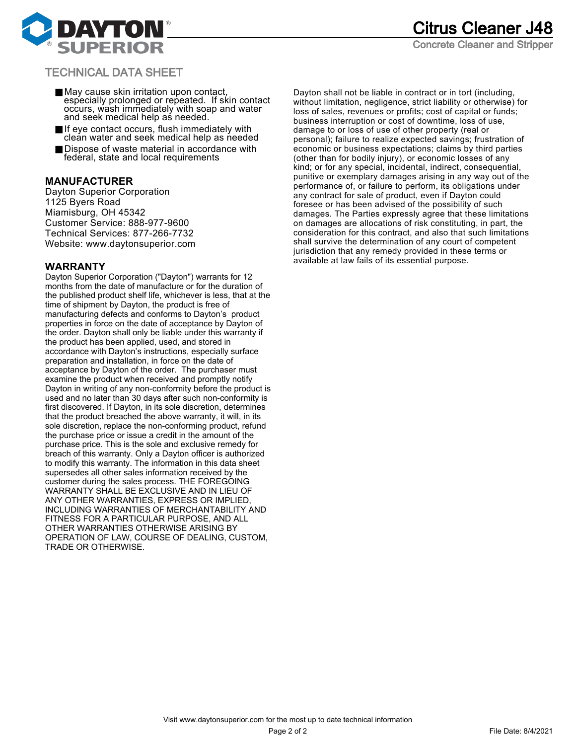- May cause skin irritation upon contact, especially prolonged or repeated. If skin contact occurs, wash immediately with soap and water and seek medical help as needed.
- If eye contact occurs, flush immediately with clean water and seek medical help as needed
- Dispose of waste material in accordance with federal, state and local requirements

## MANUFACTURER

Dayton Superior Corporation
1125 Byers Road
Miamisburg, OH 45342
Customer Service: 888-977-9600
Technical Services: 877-266-7732
Website: www.daytonsuperior.com

## WARRANTY

Dayton Superior Corporation ("Dayton") warrants for 12 months from the date of manufacture or for the duration of the published product shelf life, whichever is less, that at the time of shipment by Dayton, the product is free of manufacturing defects and conforms to Dayton's product properties in force on the date of acceptance by Dayton of the order. Dayton shall only be liable under this warranty if the product has been applied, used, and stored in accordance with Dayton's instructions, especially surface preparation and installation, in force on the date of acceptance by Dayton of the order. The purchaser must examine the product when received and promptly notify Dayton in writing of any non-conformity before the product is used and no later than 30 days after such non-conformity is first discovered. If Dayton, in its sole discretion, determines that the product breached the above warranty, it will, in its sole discretion, replace the non-conforming product, refund the purchase price or issue a credit in the amount of the purchase price. This is the sole and exclusive remedy for breach of this warranty. Only a Dayton officer is authorized to modify this warranty. The information in this data sheet supersedes all other sales information received by the customer during the sales process. THE FOREGOING WARRANTY SHALL BE EXCLUSIVE AND IN LIEU OF ANY OTHER WARRANTIES, EXPRESS OR IMPLIED, INCLUDING WARRANTIES OF MERCHANTABILITY AND FITNESS FOR A PARTICULAR PURPOSE, AND ALL OTHER WARRANTIES OTHERWISE ARISING BY OPERATION OF LAW, COURSE OF DEALING, CUSTOM, TRADE OR OTHERWISE.

Dayton shall not be liable in contract or in tort (including, without limitation, negligence, strict liability or otherwise) for loss of sales, revenues or profits; cost of capital or funds; business interruption or cost of downtime, loss of use, damage to or loss of use of other property (real or personal); failure to realize expected savings; frustration of economic or business expectations; claims by third parties (other than for bodily injury), or economic losses of any kind; or for any special, incidental, indirect, consequential, punitive or exemplary damages arising in any way out of the performance of, or failure to perform, its obligations under any contract for sale of product, even if Dayton could foresee or has been advised of the possibility of such damages. The Parties expressly agree that these limitations on damages are allocations of risk constituting, in part, the consideration for this contract, and also that such limitations shall survive the determination of any court of competent jurisdiction that any remedy provided in these terms or available at law fails of its essential purpose.